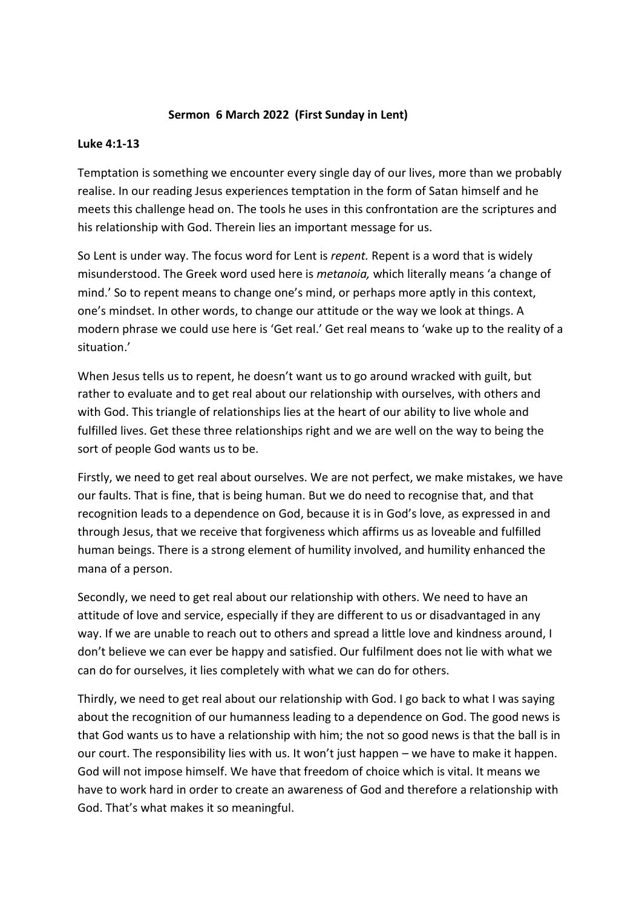**Sermon 6 March 2022 (First Sunday in Lent)**

**Luke 4:1-13**

Temptation is something we encounter every single day of our lives, more than we probably realise. In our reading Jesus experiences temptation in the form of Satan himself and he meets this challenge head on. The tools he uses in this confrontation are the scriptures and his relationship with God. Therein lies an important message for us.

So Lent is under way. The focus word for Lent is *repent.* Repent is a word that is widely misunderstood. The Greek word used here is *metanoia,* which literally means 'a change of mind.' So to repent means to change one's mind, or perhaps more aptly in this context, one's mindset. In other words, to change our attitude or the way we look at things. A modern phrase we could use here is 'Get real.' Get real means to 'wake up to the reality of a situation.'

When Jesus tells us to repent, he doesn't want us to go around wracked with guilt, but rather to evaluate and to get real about our relationship with ourselves, with others and with God. This triangle of relationships lies at the heart of our ability to live whole and fulfilled lives. Get these three relationships right and we are well on the way to being the sort of people God wants us to be.

Firstly, we need to get real about ourselves. We are not perfect, we make mistakes, we have our faults. That is fine, that is being human. But we do need to recognise that, and that recognition leads to a dependence on God, because it is in God's love, as expressed in and through Jesus, that we receive that forgiveness which affirms us as loveable and fulfilled human beings. There is a strong element of humility involved, and humility enhanced the mana of a person.

Secondly, we need to get real about our relationship with others. We need to have an attitude of love and service, especially if they are different to us or disadvantaged in any way. If we are unable to reach out to others and spread a little love and kindness around, I don't believe we can ever be happy and satisfied. Our fulfilment does not lie with what we can do for ourselves, it lies completely with what we can do for others.

Thirdly, we need to get real about our relationship with God. I go back to what I was saying about the recognition of our humanness leading to a dependence on God. The good news is that God wants us to have a relationship with him; the not so good news is that the ball is in our court. The responsibility lies with us. It won't just happen – we have to make it happen. God will not impose himself. We have that freedom of choice which is vital. It means we have to work hard in order to create an awareness of God and therefore a relationship with God. That's what makes it so meaningful.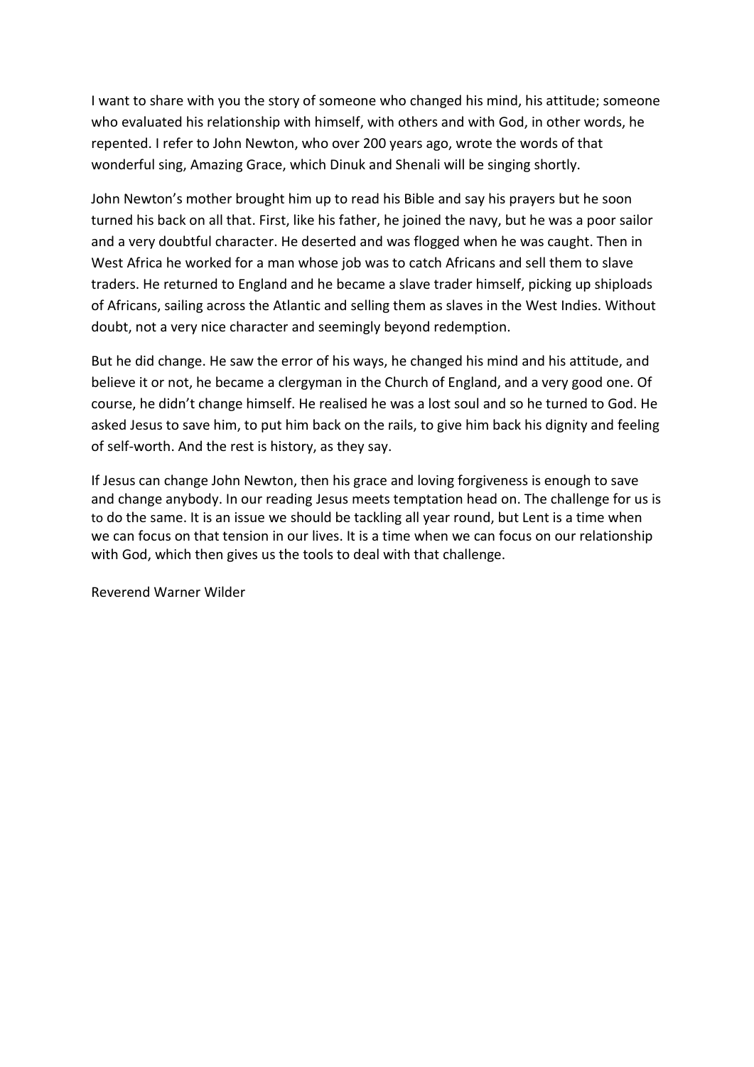I want to share with you the story of someone who changed his mind, his attitude; someone who evaluated his relationship with himself, with others and with God, in other words, he repented. I refer to John Newton, who over 200 years ago, wrote the words of that wonderful sing, Amazing Grace, which Dinuk and Shenali will be singing shortly.

John Newton's mother brought him up to read his Bible and say his prayers but he soon turned his back on all that. First, like his father, he joined the navy, but he was a poor sailor and a very doubtful character. He deserted and was flogged when he was caught. Then in West Africa he worked for a man whose job was to catch Africans and sell them to slave traders. He returned to England and he became a slave trader himself, picking up shiploads of Africans, sailing across the Atlantic and selling them as slaves in the West Indies. Without doubt, not a very nice character and seemingly beyond redemption.

But he did change. He saw the error of his ways, he changed his mind and his attitude, and believe it or not, he became a clergyman in the Church of England, and a very good one. Of course, he didn't change himself. He realised he was a lost soul and so he turned to God. He asked Jesus to save him, to put him back on the rails, to give him back his dignity and feeling of self-worth. And the rest is history, as they say.

If Jesus can change John Newton, then his grace and loving forgiveness is enough to save and change anybody. In our reading Jesus meets temptation head on. The challenge for us is to do the same. It is an issue we should be tackling all year round, but Lent is a time when we can focus on that tension in our lives. It is a time when we can focus on our relationship with God, which then gives us the tools to deal with that challenge.

Reverend Warner Wilder